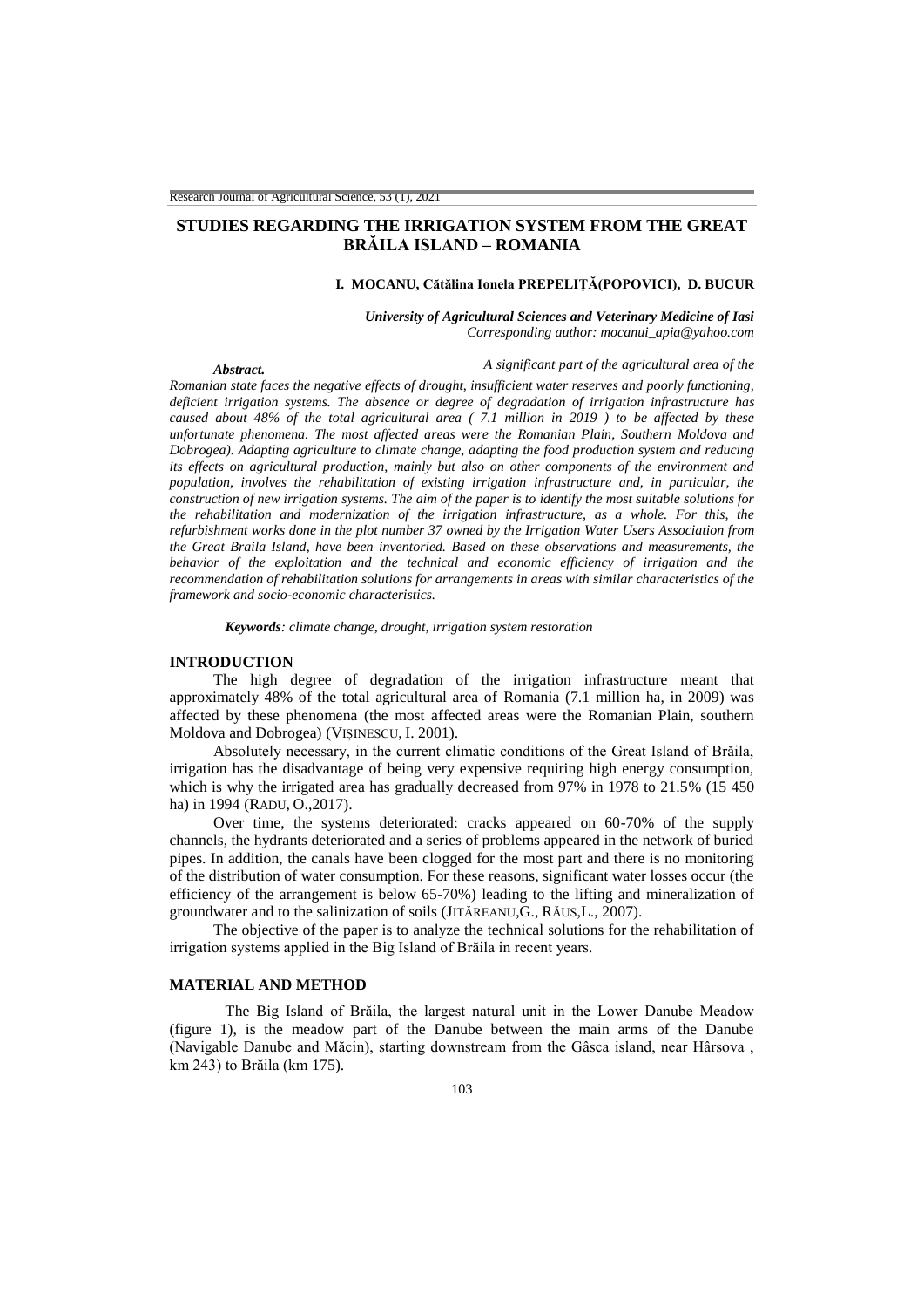# STUDIES REGARDING THE IRRIGATION SYSTEM FROM THE GREAT BRĂILA ISLAND – ROMANIA

**I. MOCANU, Cătălina Ionela PREPELIȚĂ(POPOVICI), D. BUCUR**

***University of Agricultural Sciences and Veterinary Medicine of Iasi***
*Corresponding author: mocanui_apia@yahoo.com*

***Abstract.*** *A significant part of the agricultural area of the Romanian state faces the negative effects of drought, insufficient water reserves and poorly functioning, deficient irrigation systems. The absence or degree of degradation of irrigation infrastructure has caused about 48% of the total agricultural area ( 7.1 million in 2019 ) to be affected by these unfortunate phenomena. The most affected areas were the Romanian Plain, Southern Moldova and Dobrogea). Adapting agriculture to climate change, adapting the food production system and reducing its effects on agricultural production, mainly but also on other components of the environment and population, involves the rehabilitation of existing irrigation infrastructure and, in particular, the construction of new irrigation systems. The aim of the paper is to identify the most suitable solutions for the rehabilitation and modernization of the irrigation infrastructure, as a whole. For this, the refurbishment works done in the plot number 37 owned by the Irrigation Water Users Association from the Great Braila Island, have been inventoried. Based on these observations and measurements, the behavior of the exploitation and the technical and economic efficiency of irrigation and the recommendation of rehabilitation solutions for arrangements in areas with similar characteristics of the framework and socio-economic characteristics.*

***Keywords****: climate change, drought, irrigation system restoration*

## INTRODUCTION

The high degree of degradation of the irrigation infrastructure meant that approximately 48% of the total agricultural area of Romania (7.1 million ha, in 2009) was affected by these phenomena (the most affected areas were the Romanian Plain, southern Moldova and Dobrogea) (VIȘINESCU, I. 2001).

Absolutely necessary, in the current climatic conditions of the Great Island of Brăila, irrigation has the disadvantage of being very expensive requiring high energy consumption, which is why the irrigated area has gradually decreased from 97% in 1978 to 21.5% (15 450 ha) in 1994 (RADU, O.,2017).

Over time, the systems deteriorated: cracks appeared on 60-70% of the supply channels, the hydrants deteriorated and a series of problems appeared in the network of buried pipes. In addition, the canals have been clogged for the most part and there is no monitoring of the distribution of water consumption. For these reasons, significant water losses occur (the efficiency of the arrangement is below 65-70%) leading to the lifting and mineralization of groundwater and to the salinization of soils (JITĂREANU,G., RĂUS,L., 2007).

The objective of the paper is to analyze the technical solutions for the rehabilitation of irrigation systems applied in the Big Island of Brăila in recent years.

## MATERIAL AND METHOD

The Big Island of Brăila, the largest natural unit in the Lower Danube Meadow (figure 1), is the meadow part of the Danube between the main arms of the Danube (Navigable Danube and Măcin), starting downstream from the Gâsca island, near Hârsova , km 243) to Brăila (km 175).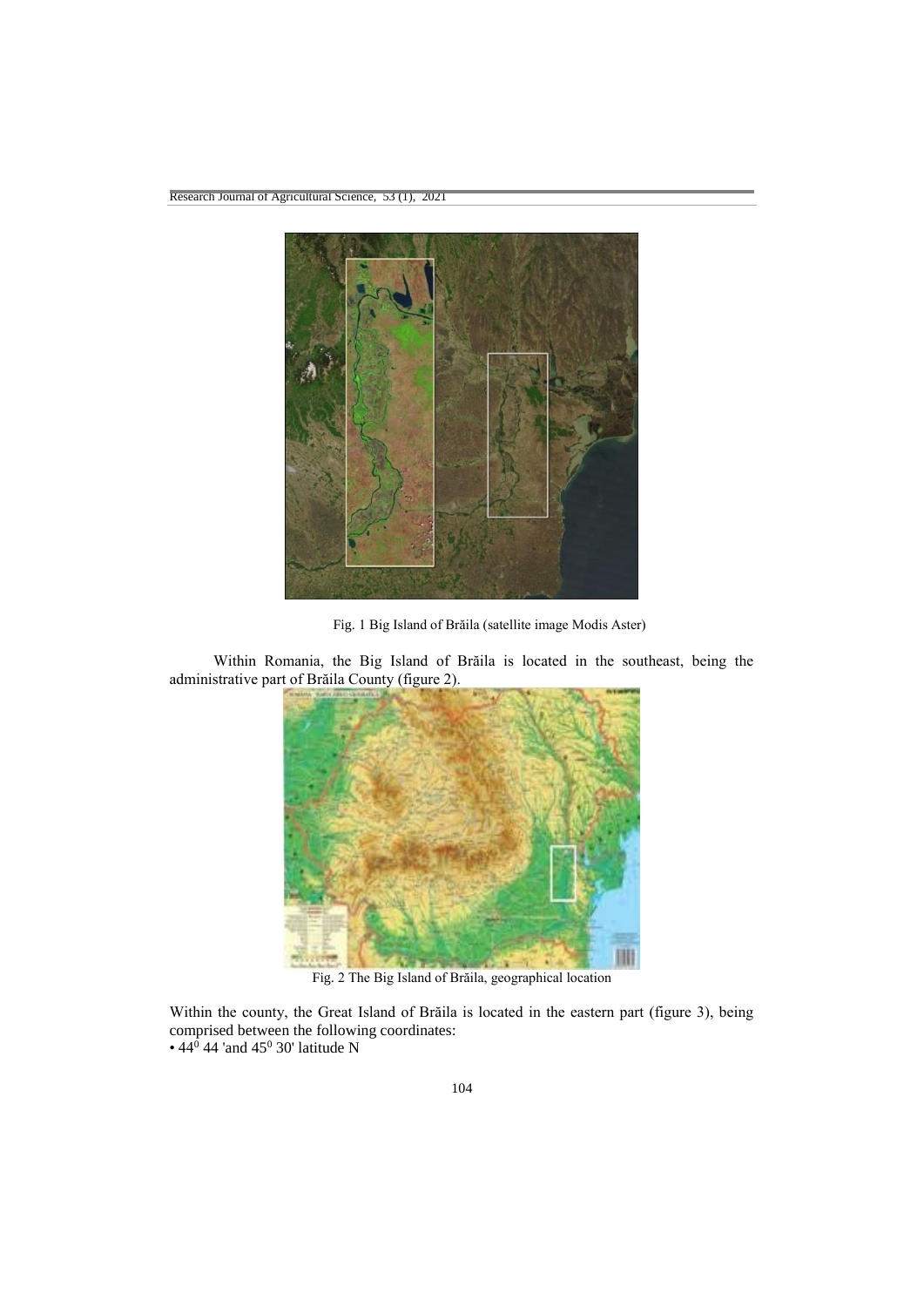Fig. 1 Big Island of Brăila (satellite image Modis Aster)

Within Romania, the Big Island of Brăila is located in the southeast, being the administrative part of Brăila County (figure 2).

Fig. 2 The Big Island of Brăila, geographical location

Within the county, the Great Island of Brăila is located in the eastern part (figure 3), being comprised between the following coordinates:

• $44^0$ 44 'and $45^0$ 30' latitude N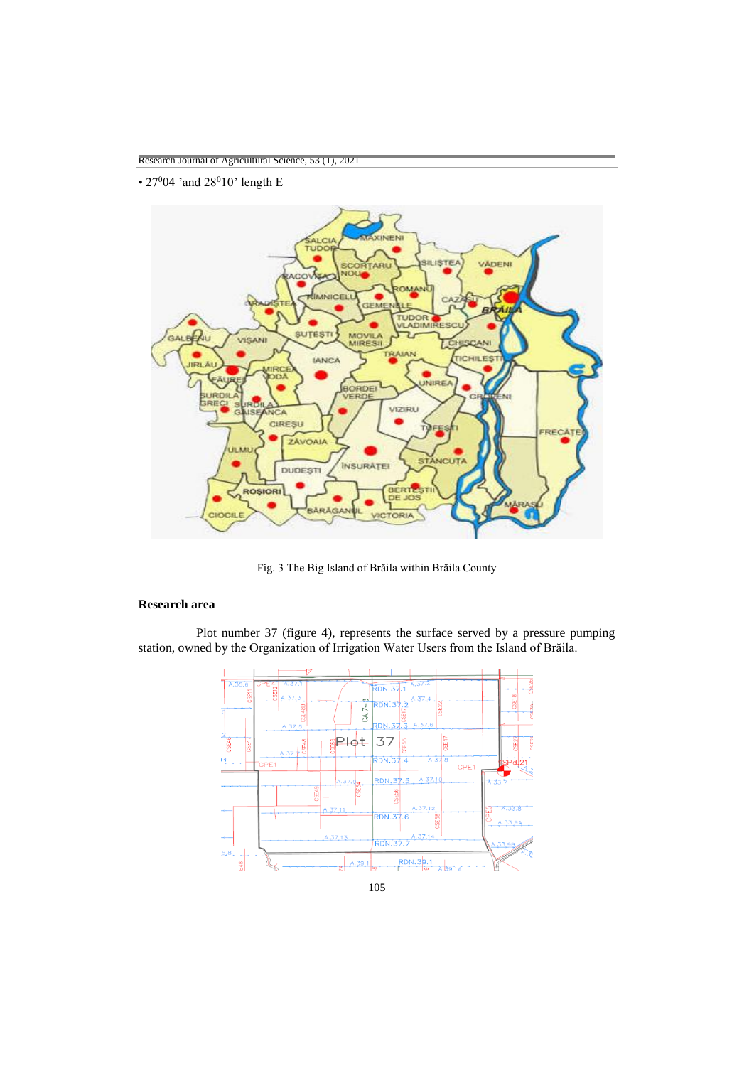• $27^{0}04$ 'and $28^{0}10$' length E

Fig. 3 The Big Island of Brăila within Brăila County

## Research area

Plot number 37 (figure 4), represents the surface served by a pressure pumping station, owned by the Organization of Irrigation Water Users from the Island of Brăila.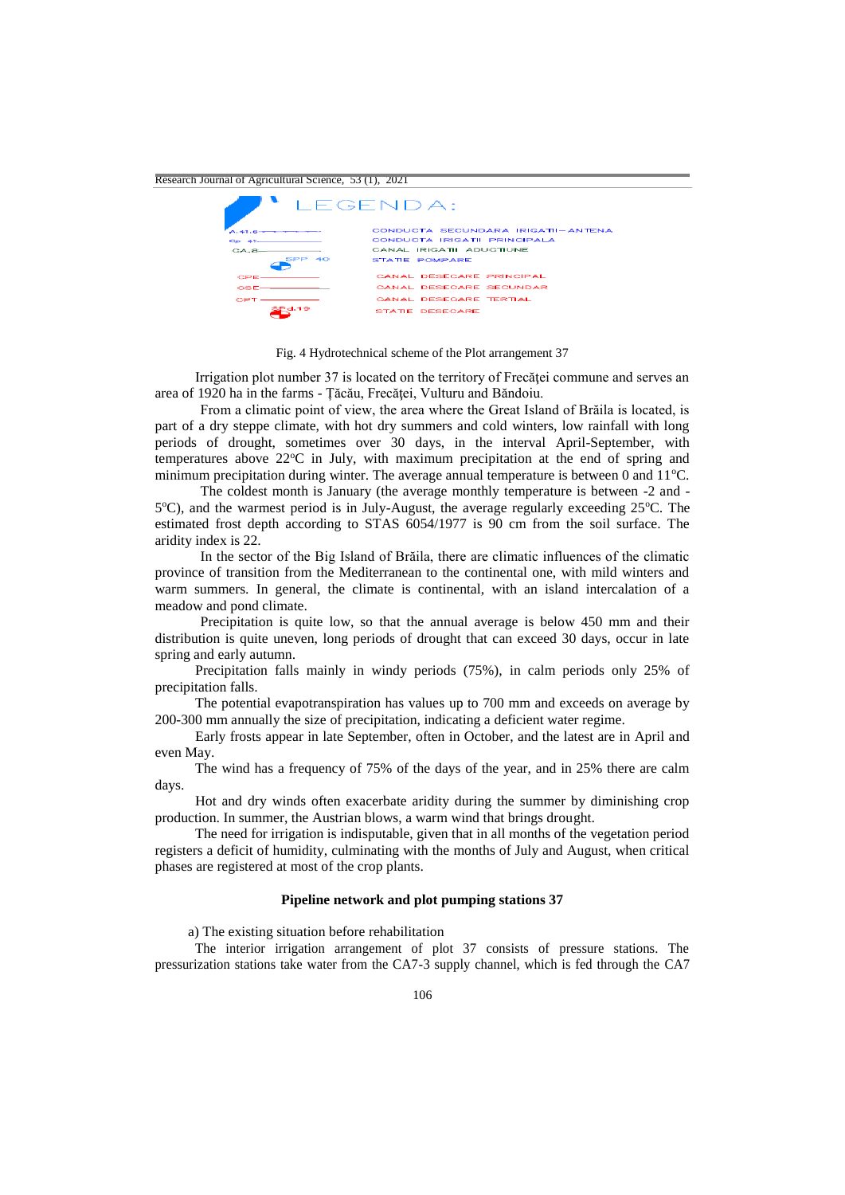LEGENDA:

| | |
|---|---|
| A.41.6 | CONDUCTA SECUNDARA IRIGATII – ANTENA |
| Cp 41 | CONDUCTA IRIGATII PRINCIPALA |
| CA.8 | CANAL IRIGATII ADUCTIUNE |
| SPP 40 | STATIE POMPARE |
| CPE | CANAL DESECARE PRINCIPAL |
| CSE | CANAL DESECARE SECUNDAR |
| CPT | CANAL DESECARE TERTIAL |
| SPd.19 | STATIE DESECARE |

Fig. 4 Hydrotechnical scheme of the Plot arrangement 37

Irrigation plot number 37 is located on the territory of Frecăței commune and serves an area of 1920 ha in the farms - Țăcău, Frecăței, Vulturu and Băndoiu.

From a climatic point of view, the area where the Great Island of Brăila is located, is part of a dry steppe climate, with hot dry summers and cold winters, low rainfall with long periods of drought, sometimes over 30 days, in the interval April-September, with temperatures above 22°C in July, with maximum precipitation at the end of spring and minimum precipitation during winter. The average annual temperature is between 0 and 11°C.

The coldest month is January (the average monthly temperature is between -2 and -5°C), and the warmest period is in July-August, the average regularly exceeding 25°C. The estimated frost depth according to STAS 6054/1977 is 90 cm from the soil surface. The aridity index is 22.

In the sector of the Big Island of Brăila, there are climatic influences of the climatic province of transition from the Mediterranean to the continental one, with mild winters and warm summers. In general, the climate is continental, with an island intercalation of a meadow and pond climate.

Precipitation is quite low, so that the annual average is below 450 mm and their distribution is quite uneven, long periods of drought that can exceed 30 days, occur in late spring and early autumn.

Precipitation falls mainly in windy periods (75%), in calm periods only 25% of precipitation falls.

The potential evapotranspiration has values up to 700 mm and exceeds on average by 200-300 mm annually the size of precipitation, indicating a deficient water regime.

Early frosts appear in late September, often in October, and the latest are in April and even May.

The wind has a frequency of 75% of the days of the year, and in 25% there are calm days.

Hot and dry winds often exacerbate aridity during the summer by diminishing crop production. In summer, the Austrian blows, a warm wind that brings drought.

The need for irrigation is indisputable, given that in all months of the vegetation period registers a deficit of humidity, culminating with the months of July and August, when critical phases are registered at most of the crop plants.

### Pipeline network and plot pumping stations 37

a) The existing situation before rehabilitation

The interior irrigation arrangement of plot 37 consists of pressure stations. The pressurization stations take water from the CA7-3 supply channel, which is fed through the CA7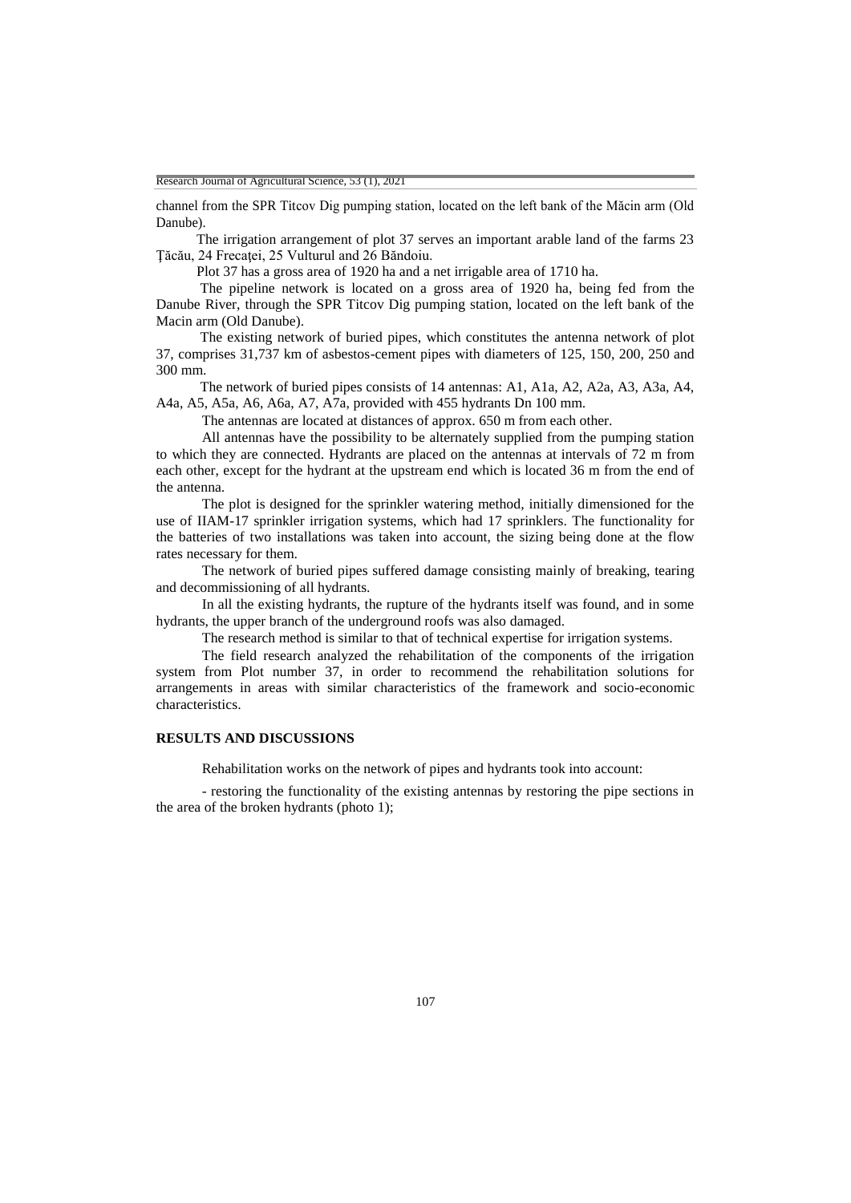channel from the SPR Titcov Dig pumping station, located on the left bank of the Măcin arm (Old Danube).

The irrigation arrangement of plot 37 serves an important arable land of the farms 23 Ţăcău, 24 Frecaţei, 25 Vulturul and 26 Băndoiu.

Plot 37 has a gross area of 1920 ha and a net irrigable area of 1710 ha.

The pipeline network is located on a gross area of 1920 ha, being fed from the Danube River, through the SPR Titcov Dig pumping station, located on the left bank of the Macin arm (Old Danube).

The existing network of buried pipes, which constitutes the antenna network of plot 37, comprises 31,737 km of asbestos-cement pipes with diameters of 125, 150, 200, 250 and 300 mm.

The network of buried pipes consists of 14 antennas: A1, A1a, A2, A2a, A3, A3a, A4, A4a, A5, A5a, A6, A6a, A7, A7a, provided with 455 hydrants Dn 100 mm.

The antennas are located at distances of approx. 650 m from each other.

All antennas have the possibility to be alternately supplied from the pumping station to which they are connected. Hydrants are placed on the antennas at intervals of 72 m from each other, except for the hydrant at the upstream end which is located 36 m from the end of the antenna.

The plot is designed for the sprinkler watering method, initially dimensioned for the use of IIAM-17 sprinkler irrigation systems, which had 17 sprinklers. The functionality for the batteries of two installations was taken into account, the sizing being done at the flow rates necessary for them.

The network of buried pipes suffered damage consisting mainly of breaking, tearing and decommissioning of all hydrants.

In all the existing hydrants, the rupture of the hydrants itself was found, and in some hydrants, the upper branch of the underground roofs was also damaged.

The research method is similar to that of technical expertise for irrigation systems.

The field research analyzed the rehabilitation of the components of the irrigation system from Plot number 37, in order to recommend the rehabilitation solutions for arrangements in areas with similar characteristics of the framework and socio-economic characteristics.

## RESULTS AND DISCUSSIONS

Rehabilitation works on the network of pipes and hydrants took into account:

- restoring the functionality of the existing antennas by restoring the pipe sections in the area of the broken hydrants (photo 1);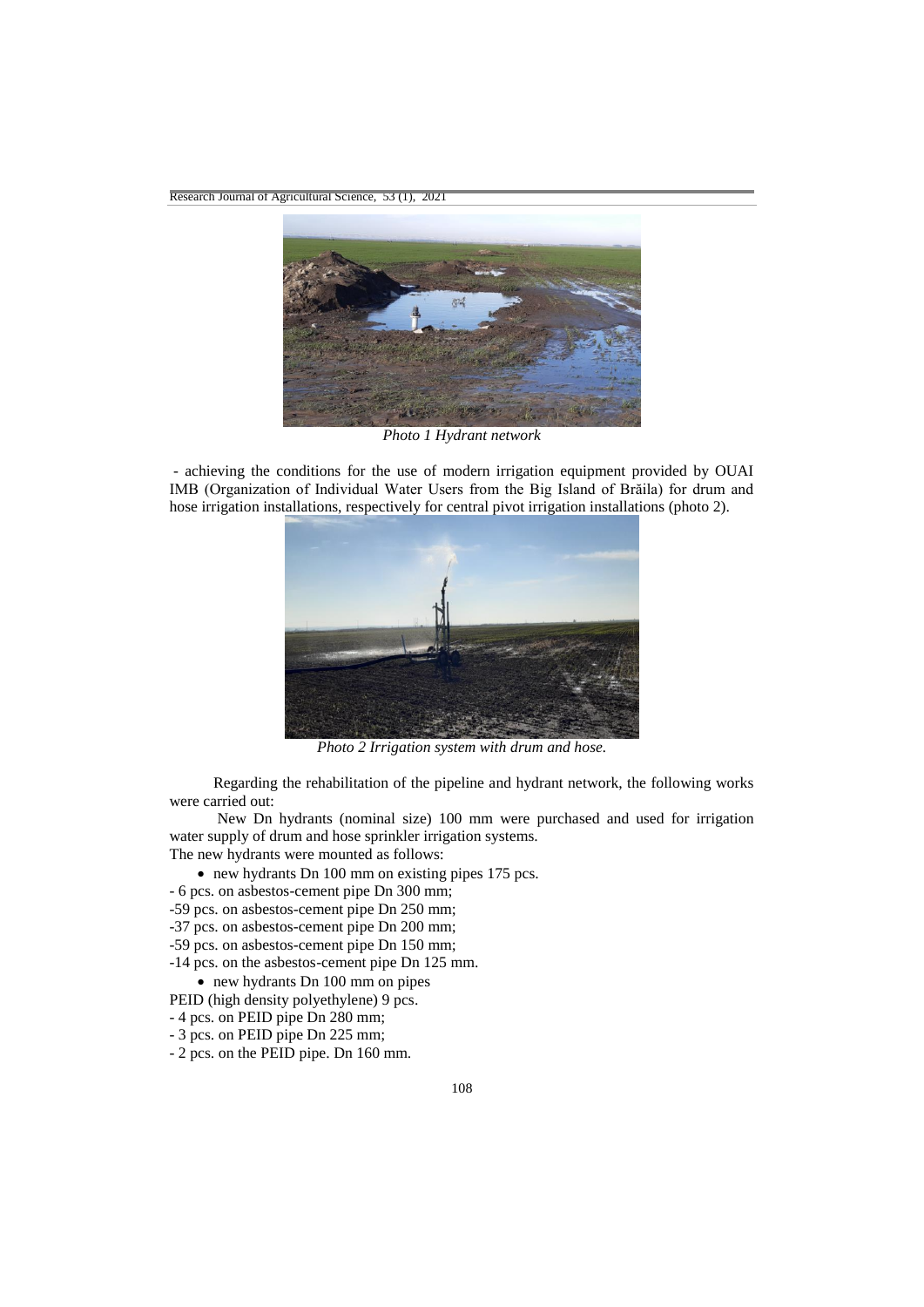*Photo 1 Hydrant network*

- achieving the conditions for the use of modern irrigation equipment provided by OUAI IMB (Organization of Individual Water Users from the Big Island of Brăila) for drum and hose irrigation installations, respectively for central pivot irrigation installations (photo 2).

*Photo 2 Irrigation system with drum and hose.*

Regarding the rehabilitation of the pipeline and hydrant network, the following works were carried out:

New Dn hydrants (nominal size) 100 mm were purchased and used for irrigation water supply of drum and hose sprinkler irrigation systems.

The new hydrants were mounted as follows:

- new hydrants Dn 100 mm on existing pipes 175 pcs.

- 6 pcs. on asbestos-cement pipe Dn 300 mm;
- 59 pcs. on asbestos-cement pipe Dn 250 mm;
- 37 pcs. on asbestos-cement pipe Dn 200 mm;
- 59 pcs. on asbestos-cement pipe Dn 150 mm;
- 14 pcs. on the asbestos-cement pipe Dn 125 mm.

- new hydrants Dn 100 mm on pipes

PEID (high density polyethylene) 9 pcs.

- 4 pcs. on PEID pipe Dn 280 mm;
- 3 pcs. on PEID pipe Dn 225 mm;
- 2 pcs. on the PEID pipe. Dn 160 mm.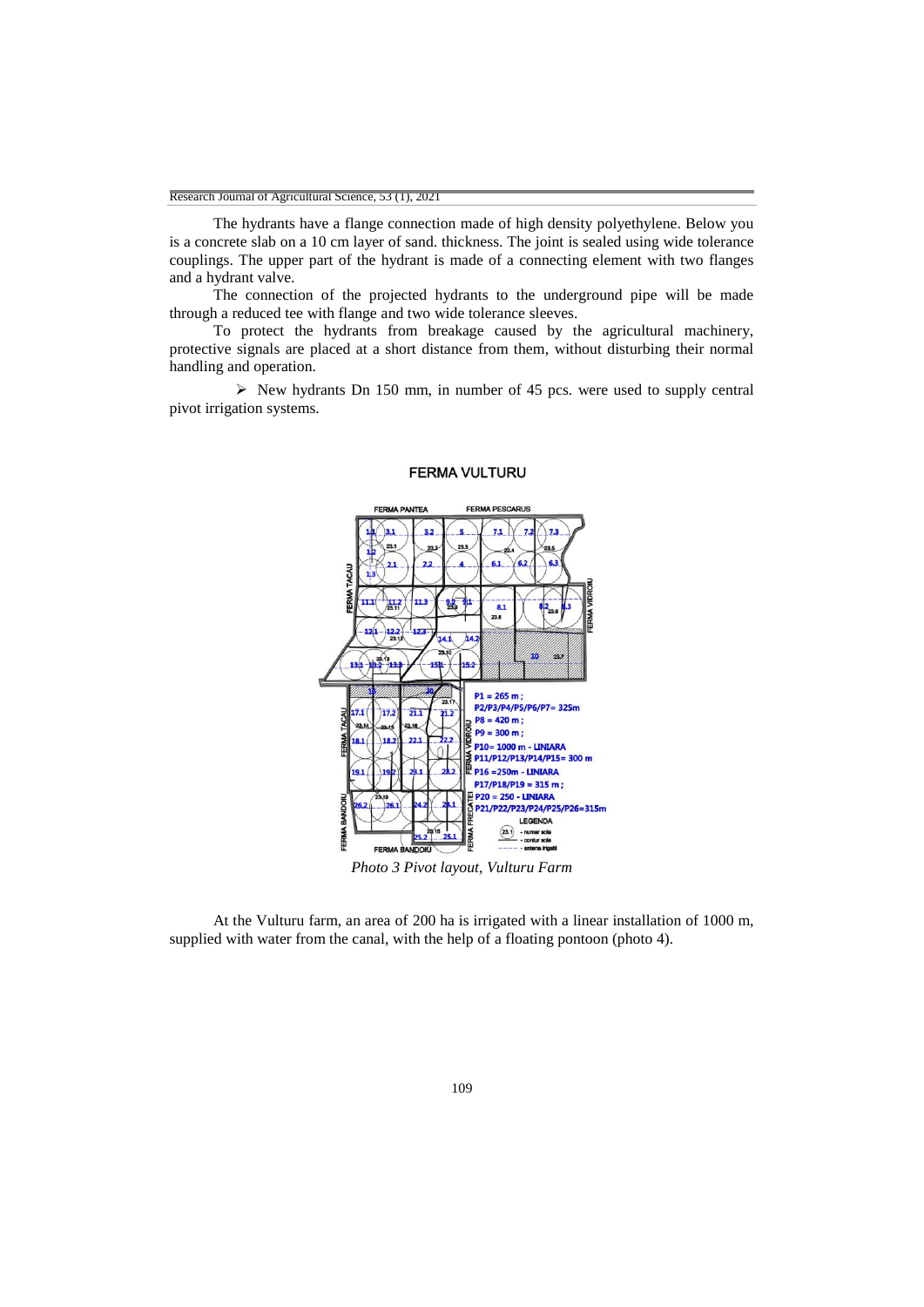The hydrants have a flange connection made of high density polyethylene. Below you is a concrete slab on a 10 cm layer of sand. thickness. The joint is sealed using wide tolerance couplings. The upper part of the hydrant is made of a connecting element with two flanges and a hydrant valve.

The connection of the projected hydrants to the underground pipe will be made through a reduced tee with flange and two wide tolerance sleeves.

To protect the hydrants from breakage caused by the agricultural machinery, protective signals are placed at a short distance from them, without disturbing their normal handling and operation.

- New hydrants Dn 150 mm, in number of 45 pcs. were used to supply central pivot irrigation systems.

*Photo 3 Pivot layout, Vulturu Farm*

At the Vulturu farm, an area of 200 ha is irrigated with a linear installation of 1000 m, supplied with water from the canal, with the help of a floating pontoon (photo 4).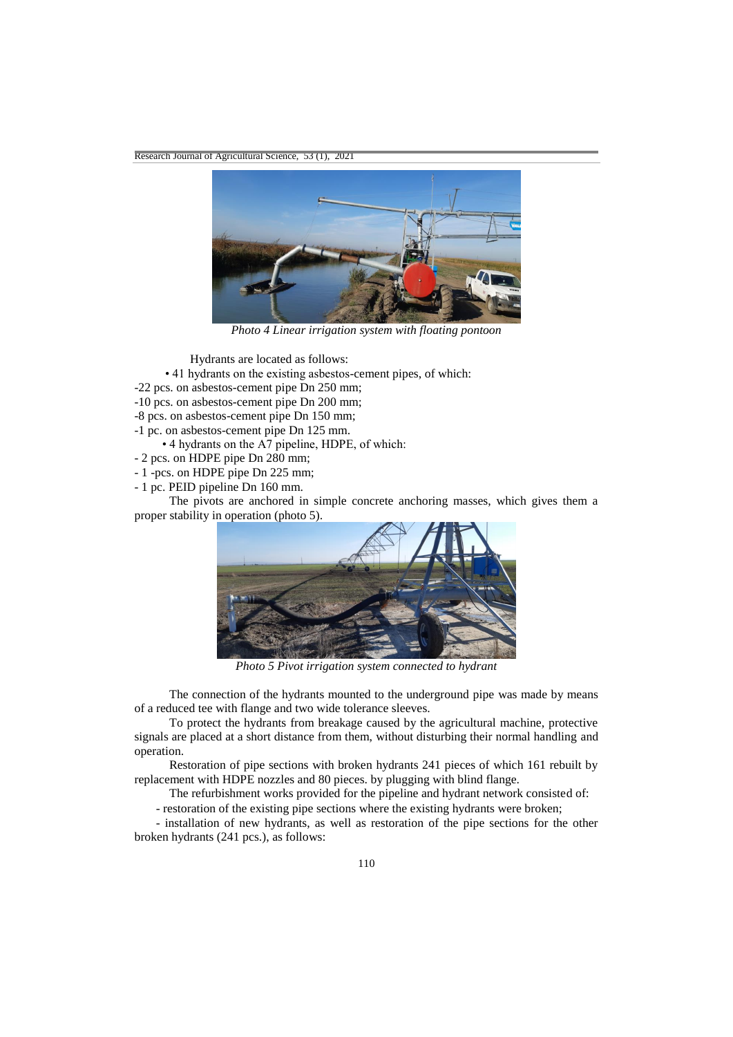*Photo 4 Linear irrigation system with floating pontoon*

Hydrants are located as follows:

• 41 hydrants on the existing asbestos-cement pipes, of which:

-22 pcs. on asbestos-cement pipe Dn 250 mm;

-10 pcs. on asbestos-cement pipe Dn 200 mm;

-8 pcs. on asbestos-cement pipe Dn 150 mm;

-1 pc. on asbestos-cement pipe Dn 125 mm.

• 4 hydrants on the A7 pipeline, HDPE, of which:

- 2 pcs. on HDPE pipe Dn 280 mm;
- 1 -pcs. on HDPE pipe Dn 225 mm;
- 1 pc. PEID pipeline Dn 160 mm.

The pivots are anchored in simple concrete anchoring masses, which gives them a proper stability in operation (photo 5).

*Photo 5 Pivot irrigation system connected to hydrant*

The connection of the hydrants mounted to the underground pipe was made by means of a reduced tee with flange and two wide tolerance sleeves.

To protect the hydrants from breakage caused by the agricultural machine, protective signals are placed at a short distance from them, without disturbing their normal handling and operation.

Restoration of pipe sections with broken hydrants 241 pieces of which 161 rebuilt by replacement with HDPE nozzles and 80 pieces. by plugging with blind flange.

The refurbishment works provided for the pipeline and hydrant network consisted of:

- restoration of the existing pipe sections where the existing hydrants were broken;
- installation of new hydrants, as well as restoration of the pipe sections for the other broken hydrants (241 pcs.), as follows: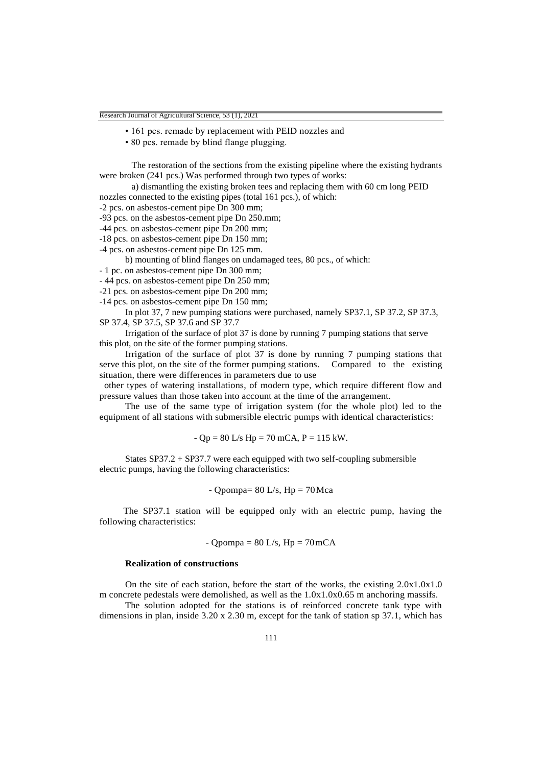- 161 pcs. remade by replacement with PEID nozzles and
- 80 pcs. remade by blind flange plugging.

The restoration of the sections from the existing pipeline where the existing hydrants were broken (241 pcs.) Was performed through two types of works:

a) dismantling the existing broken tees and replacing them with 60 cm long PEID nozzles connected to the existing pipes (total 161 pcs.), of which:

-2 pcs. on asbestos-cement pipe Dn 300 mm;
-93 pcs. on the asbestos-cement pipe Dn 250.mm;
-44 pcs. on asbestos-cement pipe Dn 200 mm;
-18 pcs. on asbestos-cement pipe Dn 150 mm;
-4 pcs. on asbestos-cement pipe Dn 125 mm.

b) mounting of blind flanges on undamaged tees, 80 pcs., of which:

- 1 pc. on asbestos-cement pipe Dn 300 mm;
- 44 pcs. on asbestos-cement pipe Dn 250 mm;
-21 pcs. on asbestos-cement pipe Dn 200 mm;
-14 pcs. on asbestos-cement pipe Dn 150 mm;

In plot 37, 7 new pumping stations were purchased, namely SP37.1, SP 37.2, SP 37.3, SP 37.4, SP 37.5, SP 37.6 and SP 37.7

Irrigation of the surface of plot 37 is done by running 7 pumping stations that serve this plot, on the site of the former pumping stations.

Irrigation of the surface of plot 37 is done by running 7 pumping stations that serve this plot, on the site of the former pumping stations. Compared to the existing situation, there were differences in parameters due to use other types of watering installations, of modern type, which require different flow and pressure values than those taken into account at the time of the arrangement.

The use of the same type of irrigation system (for the whole plot) led to the equipment of all stations with submersible electric pumps with identical characteristics:

- Qp = 80 L/s Hp = 70 mCA, P = 115 kW.

States SP37.2 + SP37.7 were each equipped with two self-coupling submersible electric pumps, having the following characteristics:

- Qpompa= 80 L/s, Hp = 70 Mca

The SP37.1 station will be equipped only with an electric pump, having the following characteristics:

- Qpompa = 80 L/s, Hp = 70 mCA

**Realization of constructions**

On the site of each station, before the start of the works, the existing 2.0x1.0x1.0 m concrete pedestals were demolished, as well as the 1.0x1.0x0.65 m anchoring massifs.

The solution adopted for the stations is of reinforced concrete tank type with dimensions in plan, inside 3.20 x 2.30 m, except for the tank of station sp 37.1, which has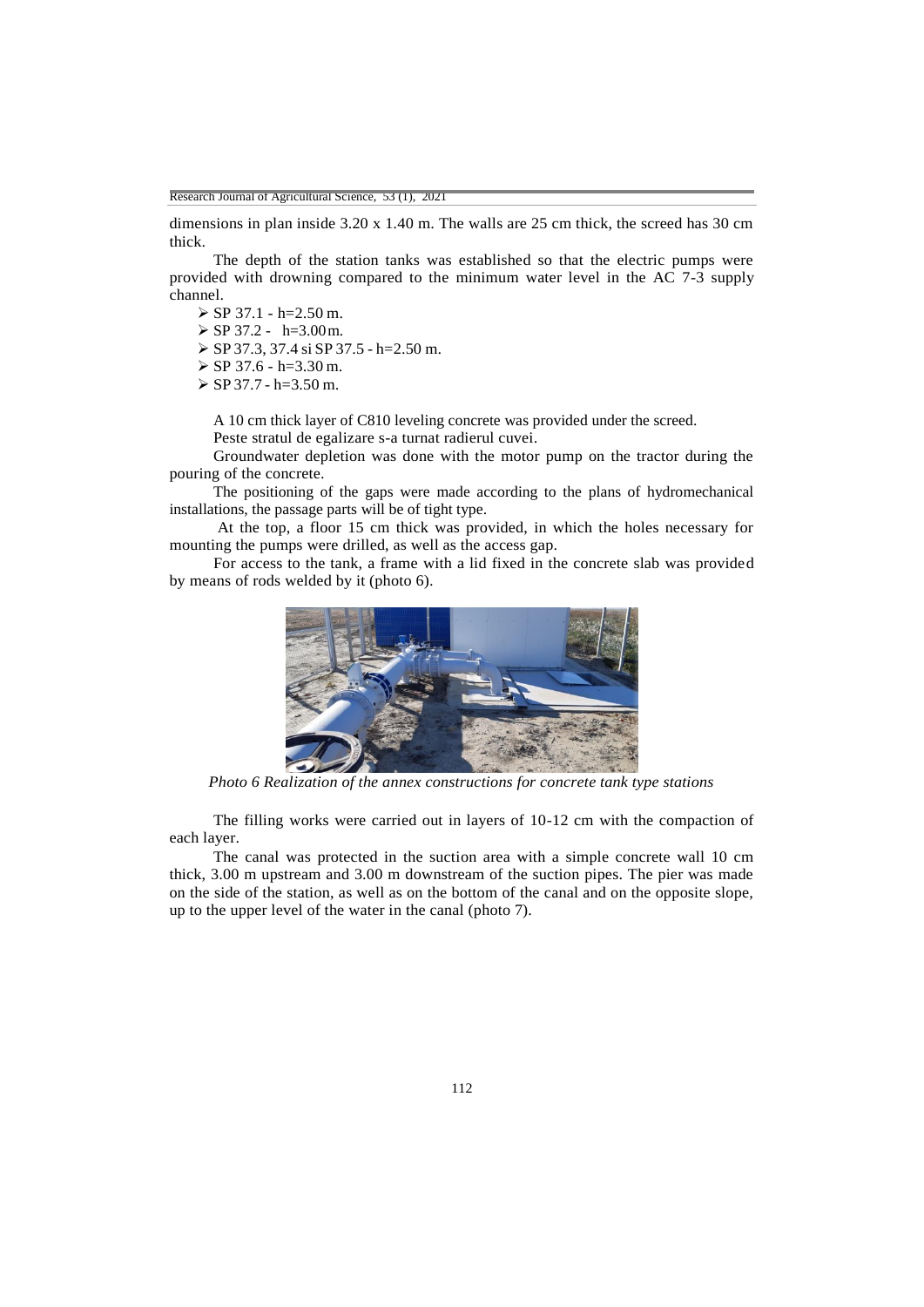dimensions in plan inside 3.20 x 1.40 m. The walls are 25 cm thick, the screed has 30 cm thick.

The depth of the station tanks was established so that the electric pumps were provided with drowning compared to the minimum water level in the AC 7-3 supply channel.

- SP 37.1 - h=2.50 m.
- SP 37.2 - h=3.00 m.
- SP 37.3, 37.4 si SP 37.5 - h=2.50 m.
- SP 37.6 - h=3.30 m.
- SP 37.7 - h=3.50 m.

A 10 cm thick layer of C810 leveling concrete was provided under the screed.

Peste stratul de egalizare s-a turnat radierul cuvei.

Groundwater depletion was done with the motor pump on the tractor during the pouring of the concrete.

The positioning of the gaps were made according to the plans of hydromechanical installations, the passage parts will be of tight type.

At the top, a floor 15 cm thick was provided, in which the holes necessary for mounting the pumps were drilled, as well as the access gap.

For access to the tank, a frame with a lid fixed in the concrete slab was provided by means of rods welded by it (photo 6).

*Photo 6 Realization of the annex constructions for concrete tank type stations*

The filling works were carried out in layers of 10-12 cm with the compaction of each layer.

The canal was protected in the suction area with a simple concrete wall 10 cm thick, 3.00 m upstream and 3.00 m downstream of the suction pipes. The pier was made on the side of the station, as well as on the bottom of the canal and on the opposite slope, up to the upper level of the water in the canal (photo 7).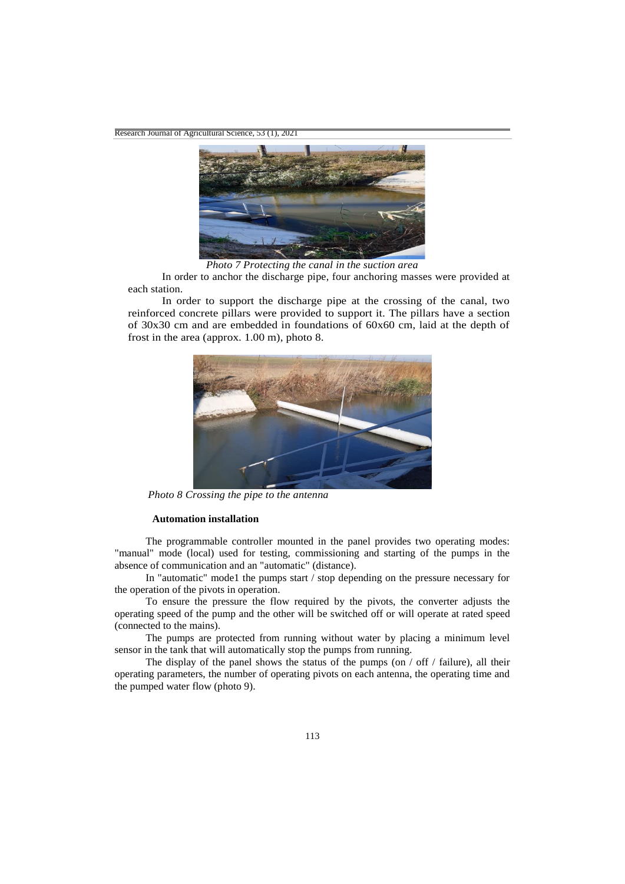*Photo 7 Protecting the canal in the suction area*

In order to anchor the discharge pipe, four anchoring masses were provided at each station.

In order to support the discharge pipe at the crossing of the canal, two reinforced concrete pillars were provided to support it. The pillars have a section of 30x30 cm and are embedded in foundations of 60x60 cm, laid at the depth of frost in the area (approx. 1.00 m), photo 8.

*Photo 8 Crossing the pipe to the antenna*

**Automation installation**

The programmable controller mounted in the panel provides two operating modes: "manual" mode (local) used for testing, commissioning and starting of the pumps in the absence of communication and an "automatic" (distance).

In "automatic" mode1 the pumps start / stop depending on the pressure necessary for the operation of the pivots in operation.

To ensure the pressure the flow required by the pivots, the converter adjusts the operating speed of the pump and the other will be switched off or will operate at rated speed (connected to the mains).

The pumps are protected from running without water by placing a minimum level sensor in the tank that will automatically stop the pumps from running.

The display of the panel shows the status of the pumps (on / off / failure), all their operating parameters, the number of operating pivots on each antenna, the operating time and the pumped water flow (photo 9).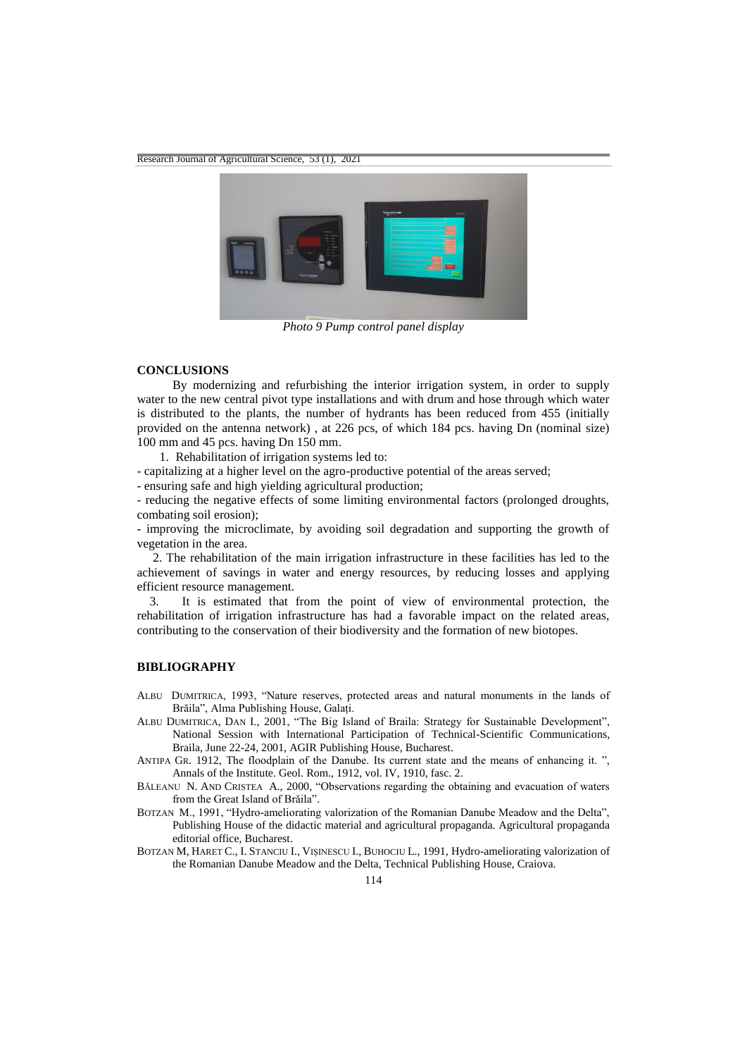*Photo 9 Pump control panel display*

## CONCLUSIONS

By modernizing and refurbishing the interior irrigation system, in order to supply water to the new central pivot type installations and with drum and hose through which water is distributed to the plants, the number of hydrants has been reduced from 455 (initially provided on the antenna network) , at 226 pcs, of which 184 pcs. having Dn (nominal size) 100 mm and 45 pcs. having Dn 150 mm.

1. Rehabilitation of irrigation systems led to:

- capitalizing at a higher level on the agro-productive potential of the areas served;
- ensuring safe and high yielding agricultural production;
- reducing the negative effects of some limiting environmental factors (prolonged droughts, combating soil erosion);
- improving the microclimate, by avoiding soil degradation and supporting the growth of vegetation in the area.

2. The rehabilitation of the main irrigation infrastructure in these facilities has led to the achievement of savings in water and energy resources, by reducing losses and applying efficient resource management.

3. It is estimated that from the point of view of environmental protection, the rehabilitation of irrigation infrastructure has had a favorable impact on the related areas, contributing to the conservation of their biodiversity and the formation of new biotopes.

## BIBLIOGRAPHY

ALBU DUMITRICA, 1993, "Nature reserves, protected areas and natural monuments in the lands of Brăila", Alma Publishing House, Galați.

ALBU DUMITRICA, DAN I., 2001, "The Big Island of Braila: Strategy for Sustainable Development", National Session with International Participation of Technical-Scientific Communications, Braila, June 22-24, 2001, AGIR Publishing House, Bucharest.

ANTIPA GR. 1912, The floodplain of the Danube. Its current state and the means of enhancing it. ", Annals of the Institute. Geol. Rom., 1912, vol. IV, 1910, fasc. 2.

BĂLEANU N. AND CRISTEA A., 2000, "Observations regarding the obtaining and evacuation of waters from the Great Island of Brăila".

BOTZAN M., 1991, "Hydro-ameliorating valorization of the Romanian Danube Meadow and the Delta", Publishing House of the didactic material and agricultural propaganda. Agricultural propaganda editorial office, Bucharest.

BOTZAN M, HARET C., I. STANCIU I., VIȘINESCU I., BUHOCIU L., 1991, Hydro-ameliorating valorization of the Romanian Danube Meadow and the Delta, Technical Publishing House, Craiova.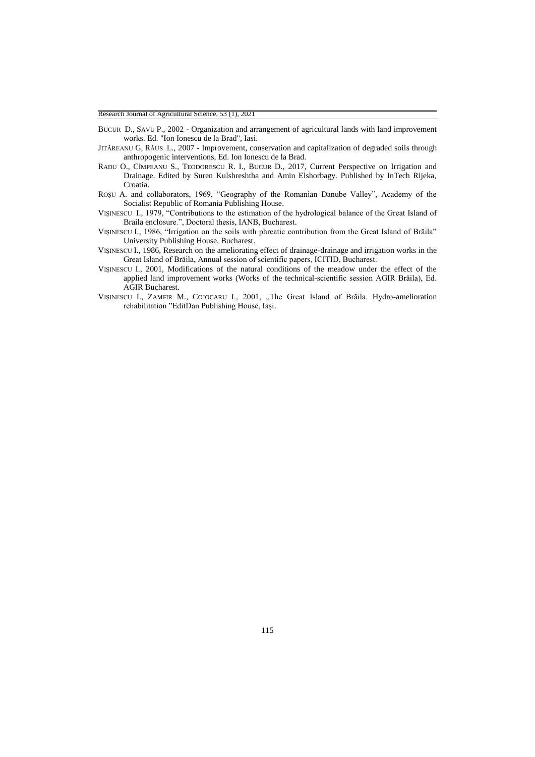BUCUR D., SAVU P., 2002 - Organization and arrangement of agricultural lands with land improvement works. Ed. "Ion Ionescu de la Brad", Iasi.

JITĂREANU G, RĂUS L., 2007 - Improvement, conservation and capitalization of degraded soils through anthropogenic interventions, Ed. Ion Ionescu de la Brad.

RADU O., CÎMPEANU S., TEODORESCU R. I., BUCUR D., 2017, Current Perspective on Irrigation and Drainage. Edited by Suren Kulshreshtha and Amin Elshorbagy. Published by InTech Rijeka, Croatia.

ROȘU A. and collaborators, 1969, "Geography of the Romanian Danube Valley", Academy of the Socialist Republic of Romania Publishing House.

VIȘINESCU I., 1979, "Contributions to the estimation of the hydrological balance of the Great Island of Braila enclosure.", Doctoral thesis, IANB, Bucharest.

VIȘINESCU I., 1986, "Irrigation on the soils with phreatic contribution from the Great Island of Brăila" University Publishing House, Bucharest.

VIȘINESCU I., 1986, Research on the ameliorating effect of drainage-drainage and irrigation works in the Great Island of Brăila, Annual session of scientific papers, ICITID, Bucharest.

VIȘINESCU I., 2001, Modifications of the natural conditions of the meadow under the effect of the applied land improvement works (Works of the technical-scientific session AGIR Brăila), Ed. AGIR Bucharest.

VIȘINESCU I., ZAMFIR M., COJOCARU I., 2001, ,,The Great Island of Brăila. Hydro-amelioration rehabilitation "EditDan Publishing House, Iași.